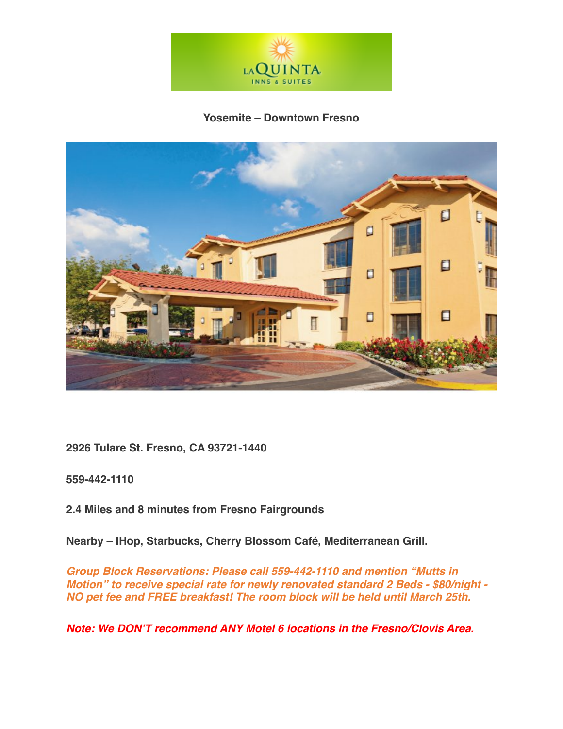**Yosemite – Downtown Fresno**

**2926 Tulare St. Fresno, CA 93721-1440**

**559-442-1110**

**2.4 Miles and 8 minutes from Fresno Fairgrounds**

**Nearby – IHop, Starbucks, Cherry Blossom Café, Mediterranean Grill.**

***Group Block Reservations: Please call 559-442-1110 and mention "Mutts in Motion" to receive special rate for newly renovated standard 2 Beds - $80/night - NO pet fee and FREE breakfast! The room block will be held until March 25th.***

***Note: We DON'T recommend ANY Motel 6 locations in the Fresno/Clovis Area.***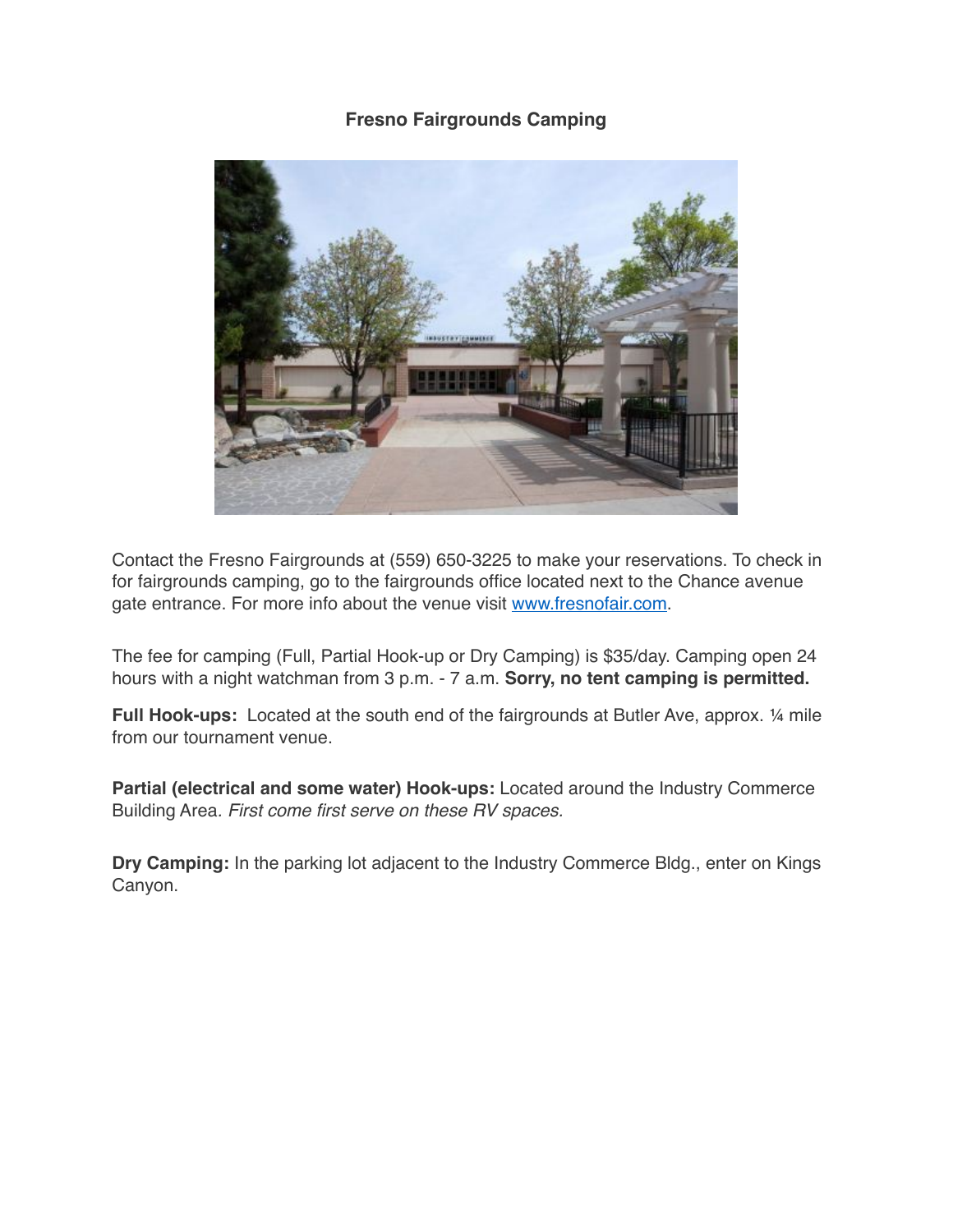# Fresno Fairgrounds Camping

Contact the Fresno Fairgrounds at (559) 650-3225 to make your reservations. To check in for fairgrounds camping, go to the fairgrounds office located next to the Chance avenue gate entrance. For more info about the venue visit [www.fresnofair.com](http://www.fresnofair.com).

The fee for camping (Full, Partial Hook-up or Dry Camping) is $35/day. Camping open 24 hours with a night watchman from 3 p.m. - 7 a.m. **Sorry, no tent camping is permitted.**

**Full Hook-ups:** Located at the south end of the fairgrounds at Butler Ave, approx. ¼ mile from our tournament venue.

**Partial (electrical and some water) Hook-ups:** Located around the Industry Commerce Building Area. *First come first serve on these RV spaces.*

**Dry Camping:** In the parking lot adjacent to the Industry Commerce Bldg., enter on Kings Canyon.